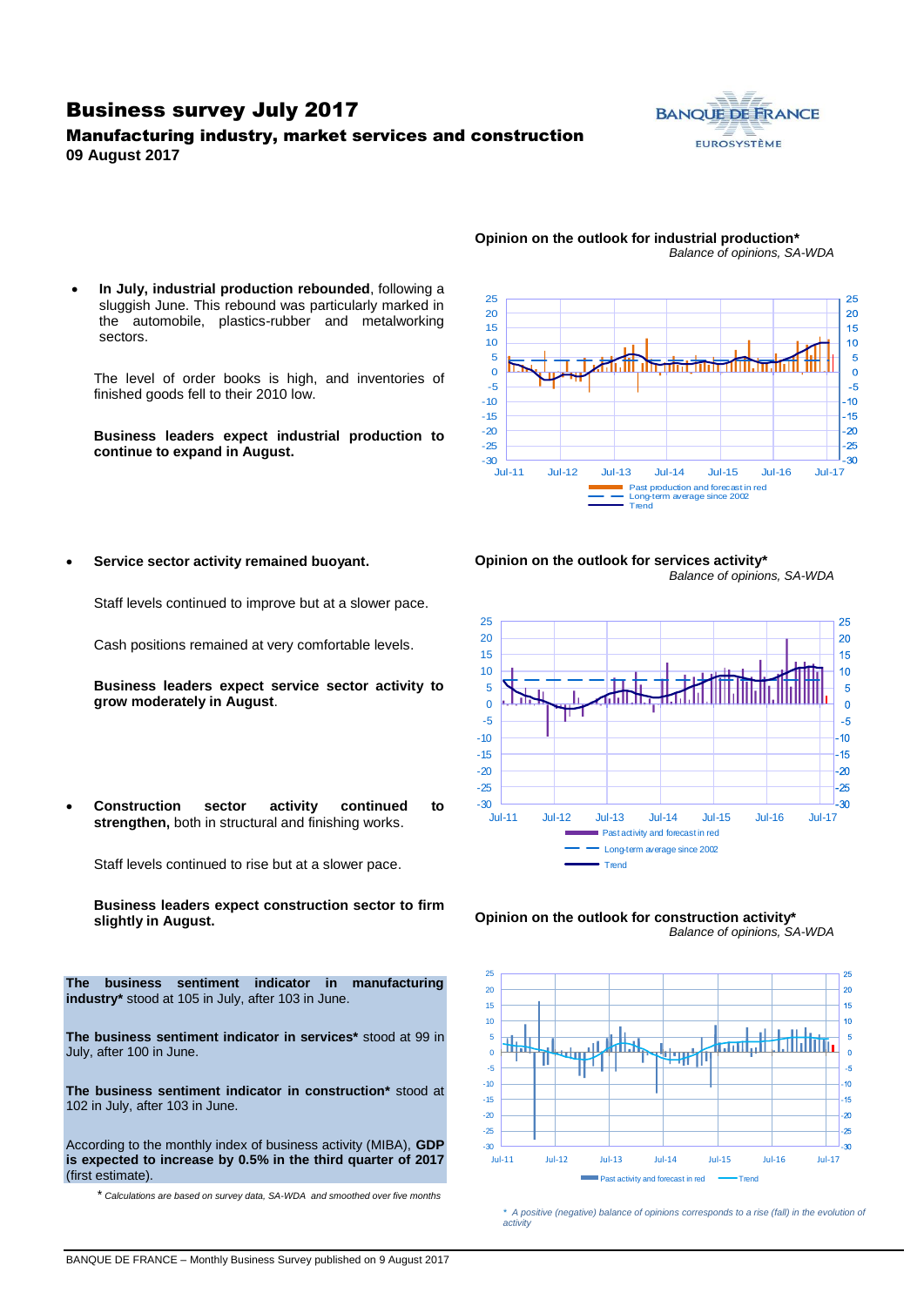# Business survey July 2017

## Manufacturing industry, market services and construction

**09 August 2017**

- **In July, industrial production rebounded**, following a sluggish June. This rebound was particularly marked in the automobile, plastics-rubber and metalworking sectors.

  The level of order books is high, and inventories of finished goods fell to their 2010 low.

  **Business leaders expect industrial production to continue to expand in August.**

**Opinion on the outlook for industrial production***

*Balance of opinions, SA-WDA*

- **Service sector activity remained buoyant.**

  Staff levels continued to improve but at a slower pace.

  Cash positions remained at very comfortable levels.

  **Business leaders expect service sector activity to grow moderately in August**.

**Opinion on the outlook for services activity***

*Balance of opinions, SA-WDA*

- **Construction sector activity continued to strengthen,** both in structural and finishing works.

  Staff levels continued to rise but at a slower pace.

  **Business leaders expect construction sector to firm slightly in August.**

**Opinion on the outlook for construction activity***

*Balance of opinions, SA-WDA*

**The business sentiment indicator in manufacturing industry*** stood at 105 in July, after 103 in June.

**The business sentiment indicator in services*** stood at 99 in July, after 100 in June.

**The business sentiment indicator in construction*** stood at 102 in July, after 103 in June.

According to the monthly index of business activity (MIBA), **GDP is expected to increase by 0.5% in the third quarter of 2017** (first estimate).

\* *Calculations are based on survey data, SA-WDA and smoothed over five months*

\* *A positive (negative) balance of opinions corresponds to a rise (fall) in the evolution of activity*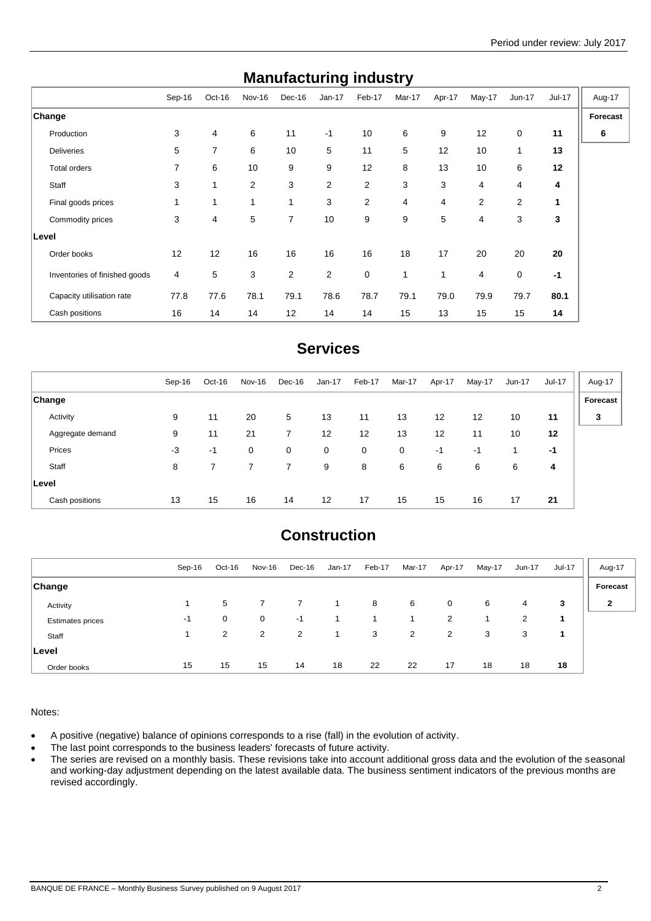## Manufacturing industry

| | Sep-16 | Oct-16 | Nov-16 | Dec-16 | Jan-17 | Feb-17 | Mar-17 | Apr-17 | May-17 | Jun-17 | Jul-17 | Aug-17 |
|---|---|---|---|---|---|---|---|---|---|---|---|---|
| **Change** | | | | | | | | | | | | **Forecast** |
| Production | 3 | 4 | 6 | 11 | -1 | 10 | 6 | 9 | 12 | 0 | **11** | **6** |
| Deliveries | 5 | 7 | 6 | 10 | 5 | 11 | 5 | 12 | 10 | 1 | **13** | |
| Total orders | 7 | 6 | 10 | 9 | 9 | 12 | 8 | 13 | 10 | 6 | **12** | |
| Staff | 3 | 1 | 2 | 3 | 2 | 2 | 3 | 3 | 4 | 4 | **4** | |
| Final goods prices | 1 | 1 | 1 | 1 | 3 | 2 | 4 | 4 | 2 | 2 | **1** | |
| Commodity prices | 3 | 4 | 5 | 7 | 10 | 9 | 9 | 5 | 4 | 3 | **3** | |
| **Level** | | | | | | | | | | | | |
| Order books | 12 | 12 | 16 | 16 | 16 | 16 | 18 | 17 | 20 | 20 | **20** | |
| Inventories of finished goods | 4 | 5 | 3 | 2 | 2 | 0 | 1 | 1 | 4 | 0 | **-1** | |
| Capacity utilisation rate | 77.8 | 77.6 | 78.1 | 79.1 | 78.6 | 78.7 | 79.1 | 79.0 | 79.9 | 79.7 | **80.1** | |
| Cash positions | 16 | 14 | 14 | 12 | 14 | 14 | 15 | 13 | 15 | 15 | **14** | |

## Services

| | Sep-16 | Oct-16 | Nov-16 | Dec-16 | Jan-17 | Feb-17 | Mar-17 | Apr-17 | May-17 | Jun-17 | Jul-17 | Aug-17 |
|---|---|---|---|---|---|---|---|---|---|---|---|---|
| **Change** | | | | | | | | | | | | **Forecast** |
| Activity | 9 | 11 | 20 | 5 | 13 | 11 | 13 | 12 | 12 | 10 | **11** | **3** |
| Aggregate demand | 9 | 11 | 21 | 7 | 12 | 12 | 13 | 12 | 11 | 10 | **12** | |
| Prices | -3 | -1 | 0 | 0 | 0 | 0 | 0 | -1 | -1 | 1 | **-1** | |
| Staff | 8 | 7 | 7 | 7 | 9 | 8 | 6 | 6 | 6 | 6 | **4** | |
| **Level** | | | | | | | | | | | | |
| Cash positions | 13 | 15 | 16 | 14 | 12 | 17 | 15 | 15 | 16 | 17 | **21** | |

## Construction

| | Sep-16 | Oct-16 | Nov-16 | Dec-16 | Jan-17 | Feb-17 | Mar-17 | Apr-17 | May-17 | Jun-17 | Jul-17 | Aug-17 |
|---|---|---|---|---|---|---|---|---|---|---|---|---|
| **Change** | | | | | | | | | | | | **Forecast** |
| Activity | 1 | 5 | 7 | 7 | 1 | 8 | 6 | 0 | 6 | 4 | **3** | **2** |
| Estimates prices | -1 | 0 | 0 | -1 | 1 | 1 | 1 | 2 | 1 | 2 | **1** | |
| Staff | 1 | 2 | 2 | 2 | 1 | 3 | 2 | 2 | 3 | 3 | **1** | |
| **Level** | | | | | | | | | | | | |
| Order books | 15 | 15 | 15 | 14 | 18 | 22 | 22 | 17 | 18 | 18 | **18** | |

Notes:

- A positive (negative) balance of opinions corresponds to a rise (fall) in the evolution of activity.
- The last point corresponds to the business leaders' forecasts of future activity.
- The series are revised on a monthly basis. These revisions take into account additional gross data and the evolution of the seasonal and working-day adjustment depending on the latest available data. The business sentiment indicators of the previous months are revised accordingly.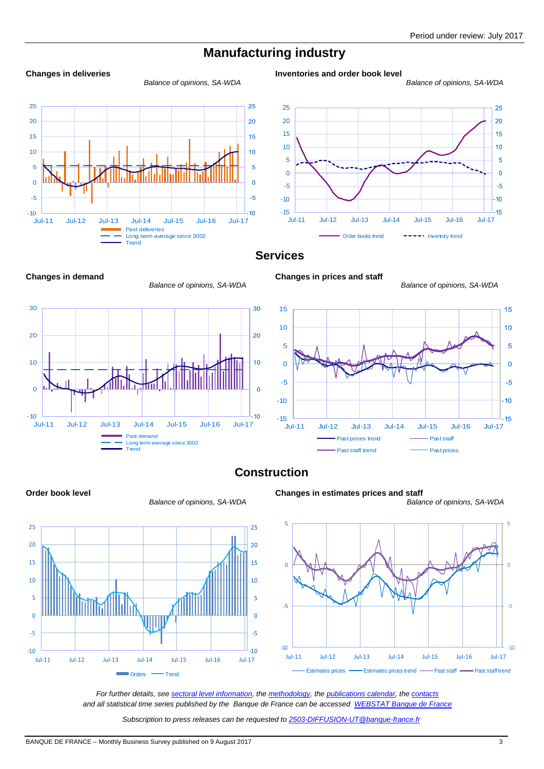# Manufacturing industry

**Changes in deliveries**

*Balance of opinions, SA-WDA*

25
20
15
10
5
0
-5
-10

Jul-11 Jul-12 Jul-13 Jul-14 Jul-15 Jul-16 Jul-17

Past deliveries
Long-term average since 2002
Trend

**Inventories and order book level**

*Balance of opinions, SA-WDA*

25
20
15
10
5
0
-5
-10
-15

Jul-11 Jul-12 Jul-13 Jul-14 Jul-15 Jul-16 Jul-17

Order books trend
Inventory trend

# Services

**Changes in demand**

*Balance of opinions, SA-WDA*

30
20
10
0
-10

Jul-11 Jul-12 Jul-13 Jul-14 Jul-15 Jul-16 Jul-17

Past demand
Long term average since 2002
Trend

**Changes in prices and staff**

*Balance of opinions, SA-WDA*

15
10
5
0
-5
-10
-15

Jul-11 Jul-12 Jul-13 Jul-14 Jul-15 Jul-16 Jul-17

Past prices trend
Past staff trend
Past staff
Past prices

# Construction

**Order book level**

*Balance of opinions, SA-WDA*

25
20
15
10
5
0
-5
-10

Jul-11 Jul-12 Jul-13 Jul-14 Jul-15 Jul-16 Jul-17

Orders
Trend

**Changes in estimates prices and staff**

*Balance of opinions, SA-WDA*

5
0
-5
-10

Jul-11 Jul-12 Jul-13 Jul-14 Jul-15 Jul-16 Jul-17

Estimates prices
Estimates prices trend
Past staff
Past staff trend

*For further details, see sectoral level information, the methodology, the publications calendar, the contacts and all statistical time series published by the Banque de France can be accessed WEBSTAT Banque de France*

*Subscription to press releases can be requested to 2503-DIFFUSION-UT@banque-france.fr*